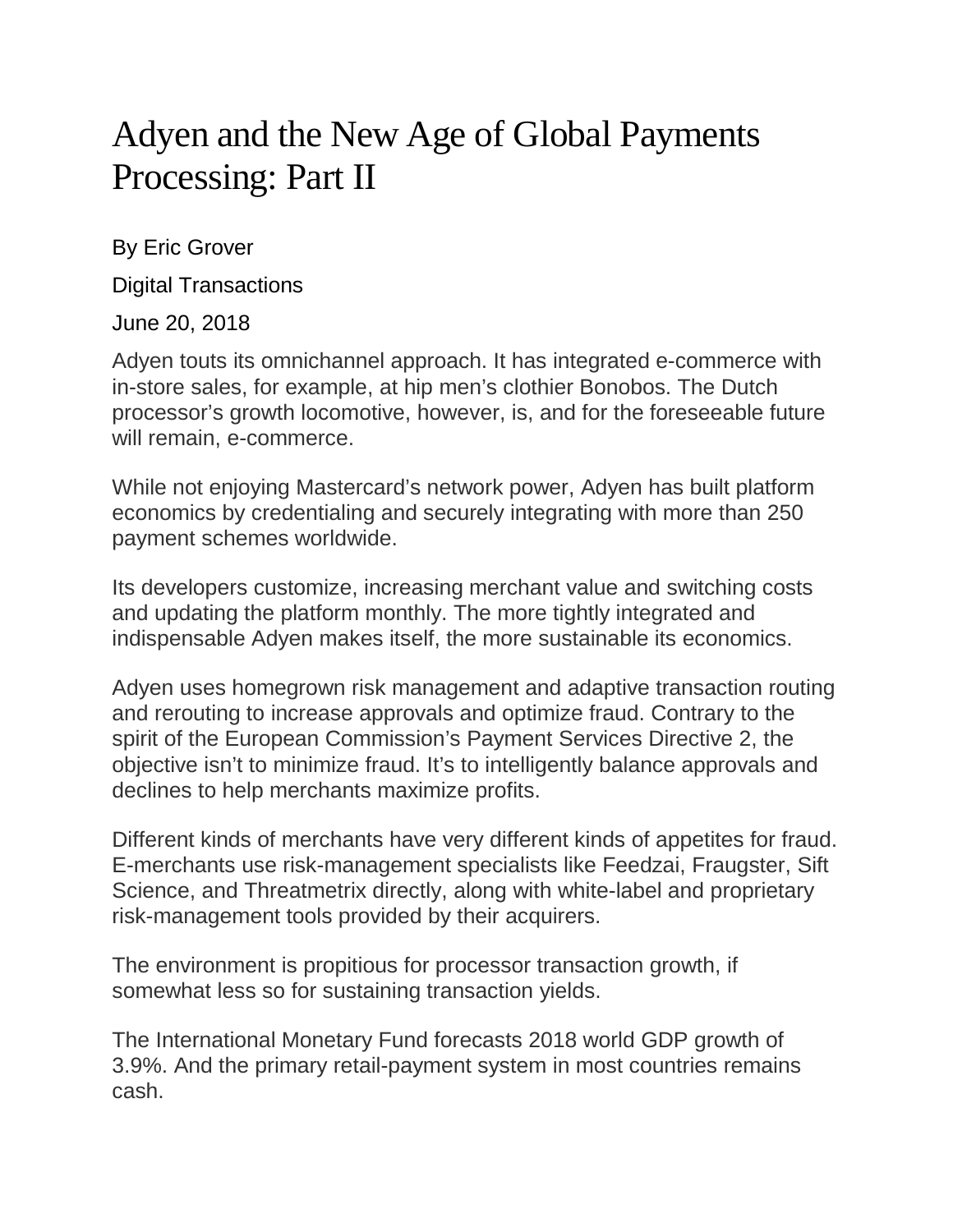# Adyen and the New Age of Global Payments Processing: Part II

By Eric Grover

Digital Transactions

June 20, 2018

Adyen touts its omnichannel approach. It has integrated e-commerce with in-store sales, for example, at hip men's clothier Bonobos. The Dutch processor's growth locomotive, however, is, and for the foreseeable future will remain, e-commerce.

While not enjoying Mastercard's network power, Adyen has built platform economics by credentialing and securely integrating with more than 250 payment schemes worldwide.

Its developers customize, increasing merchant value and switching costs and updating the platform monthly. The more tightly integrated and indispensable Adyen makes itself, the more sustainable its economics.

Adyen uses homegrown risk management and adaptive transaction routing and rerouting to increase approvals and optimize fraud. Contrary to the spirit of the European Commission's Payment Services Directive 2, the objective isn't to minimize fraud. It's to intelligently balance approvals and declines to help merchants maximize profits.

Different kinds of merchants have very different kinds of appetites for fraud. E-merchants use risk-management specialists like Feedzai, Fraugster, Sift Science, and Threatmetrix directly, along with white-label and proprietary risk-management tools provided by their acquirers.

The environment is propitious for processor transaction growth, if somewhat less so for sustaining transaction yields.

The International Monetary Fund forecasts 2018 world GDP growth of 3.9%. And the primary retail-payment system in most countries remains cash.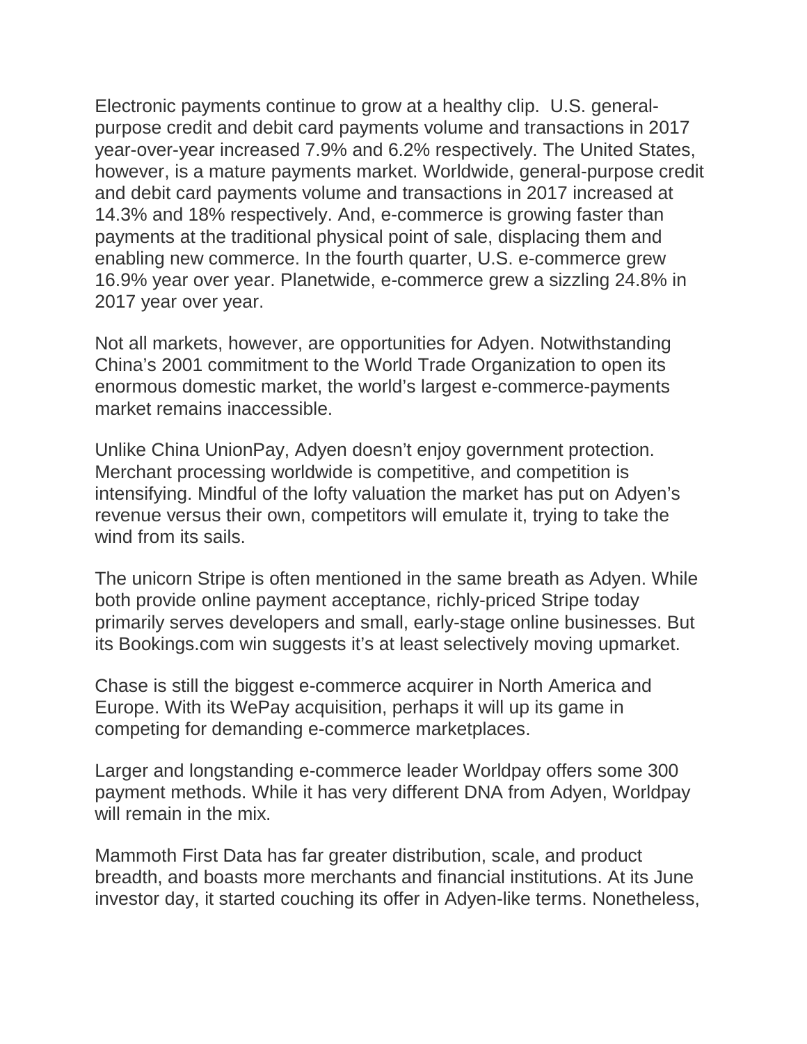Electronic payments continue to grow at a healthy clip. U.S. general-purpose credit and debit card payments volume and transactions in 2017 year-over-year increased 7.9% and 6.2% respectively. The United States, however, is a mature payments market. Worldwide, general-purpose credit and debit card payments volume and transactions in 2017 increased at 14.3% and 18% respectively. And, e-commerce is growing faster than payments at the traditional physical point of sale, displacing them and enabling new commerce. In the fourth quarter, U.S. e-commerce grew 16.9% year over year. Planetwide, e-commerce grew a sizzling 24.8% in 2017 year over year.

Not all markets, however, are opportunities for Adyen. Notwithstanding China's 2001 commitment to the World Trade Organization to open its enormous domestic market, the world's largest e-commerce-payments market remains inaccessible.

Unlike China UnionPay, Adyen doesn't enjoy government protection. Merchant processing worldwide is competitive, and competition is intensifying. Mindful of the lofty valuation the market has put on Adyen's revenue versus their own, competitors will emulate it, trying to take the wind from its sails.

The unicorn Stripe is often mentioned in the same breath as Adyen. While both provide online payment acceptance, richly-priced Stripe today primarily serves developers and small, early-stage online businesses. But its Bookings.com win suggests it's at least selectively moving upmarket.

Chase is still the biggest e-commerce acquirer in North America and Europe. With its WePay acquisition, perhaps it will up its game in competing for demanding e-commerce marketplaces.

Larger and longstanding e-commerce leader Worldpay offers some 300 payment methods. While it has very different DNA from Adyen, Worldpay will remain in the mix.

Mammoth First Data has far greater distribution, scale, and product breadth, and boasts more merchants and financial institutions. At its June investor day, it started couching its offer in Adyen-like terms. Nonetheless,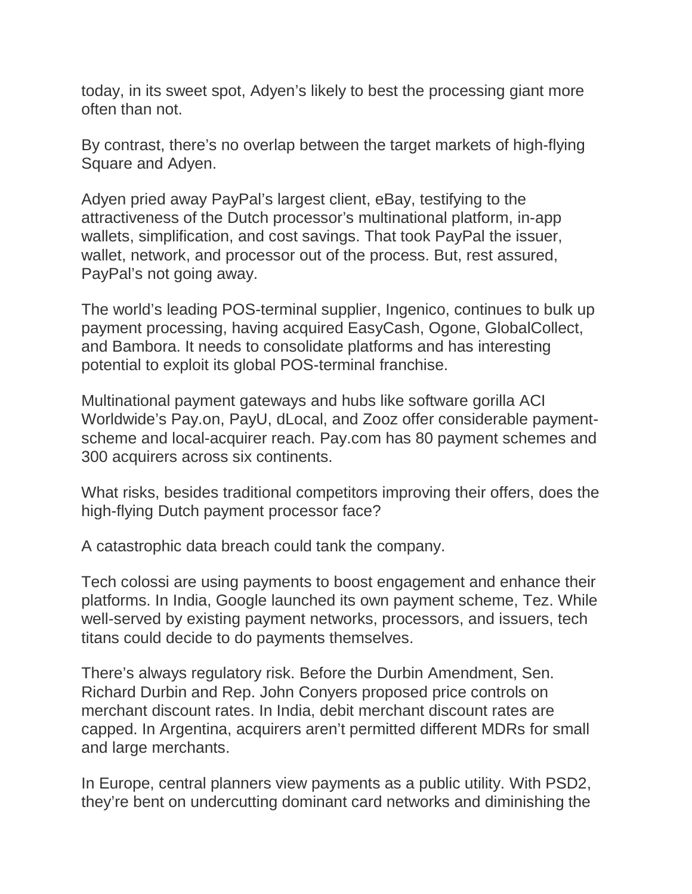today, in its sweet spot, Adyen's likely to best the processing giant more often than not.

By contrast, there's no overlap between the target markets of high-flying Square and Adyen.

Adyen pried away PayPal's largest client, eBay, testifying to the attractiveness of the Dutch processor's multinational platform, in-app wallets, simplification, and cost savings. That took PayPal the issuer, wallet, network, and processor out of the process. But, rest assured, PayPal's not going away.

The world's leading POS-terminal supplier, Ingenico, continues to bulk up payment processing, having acquired EasyCash, Ogone, GlobalCollect, and Bambora. It needs to consolidate platforms and has interesting potential to exploit its global POS-terminal franchise.

Multinational payment gateways and hubs like software gorilla ACI Worldwide's Pay.on, PayU, dLocal, and Zooz offer considerable payment-scheme and local-acquirer reach. Pay.com has 80 payment schemes and 300 acquirers across six continents.

What risks, besides traditional competitors improving their offers, does the high-flying Dutch payment processor face?

A catastrophic data breach could tank the company.

Tech colossi are using payments to boost engagement and enhance their platforms. In India, Google launched its own payment scheme, Tez. While well-served by existing payment networks, processors, and issuers, tech titans could decide to do payments themselves.

There's always regulatory risk. Before the Durbin Amendment, Sen. Richard Durbin and Rep. John Conyers proposed price controls on merchant discount rates. In India, debit merchant discount rates are capped. In Argentina, acquirers aren't permitted different MDRs for small and large merchants.

In Europe, central planners view payments as a public utility. With PSD2, they're bent on undercutting dominant card networks and diminishing the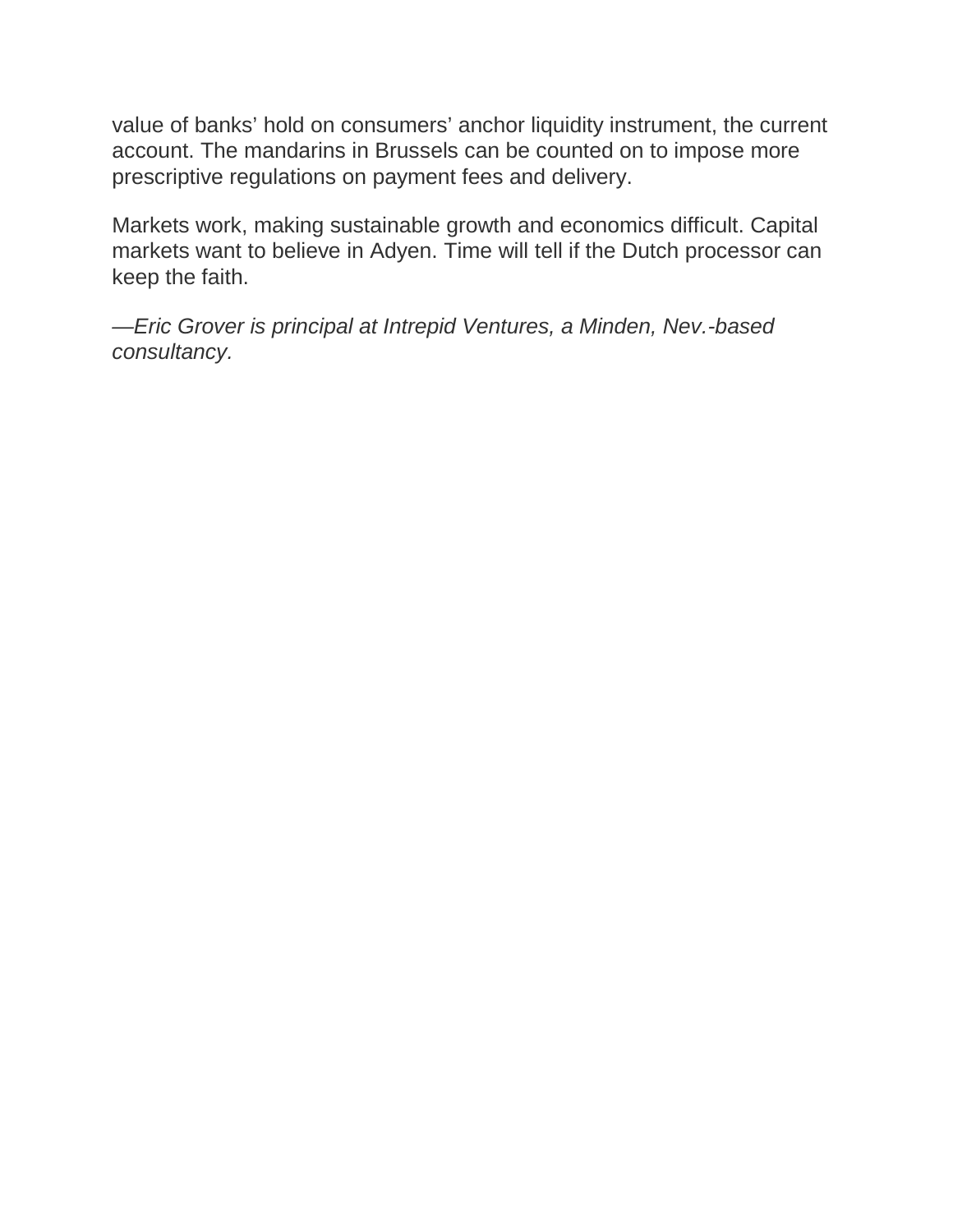value of banks' hold on consumers' anchor liquidity instrument, the current account. The mandarins in Brussels can be counted on to impose more prescriptive regulations on payment fees and delivery.

Markets work, making sustainable growth and economics difficult. Capital markets want to believe in Adyen. Time will tell if the Dutch processor can keep the faith.

*—Eric Grover is principal at Intrepid Ventures, a Minden, Nev.-based consultancy.*